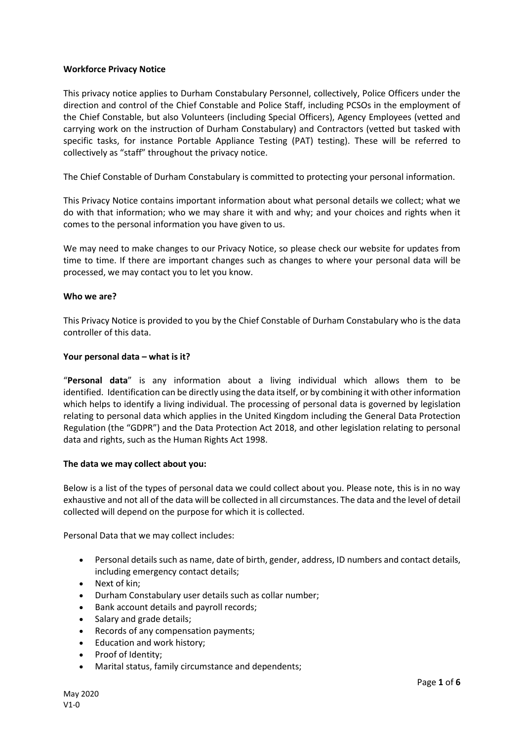**Workforce Privacy Notice**

This privacy notice applies to Durham Constabulary Personnel, collectively, Police Officers under the direction and control of the Chief Constable and Police Staff, including PCSOs in the employment of the Chief Constable, but also Volunteers (including Special Officers), Agency Employees (vetted and carrying work on the instruction of Durham Constabulary) and Contractors (vetted but tasked with specific tasks, for instance Portable Appliance Testing (PAT) testing). These will be referred to collectively as "staff" throughout the privacy notice.

The Chief Constable of Durham Constabulary is committed to protecting your personal information.

This Privacy Notice contains important information about what personal details we collect; what we do with that information; who we may share it with and why; and your choices and rights when it comes to the personal information you have given to us.

We may need to make changes to our Privacy Notice, so please check our website for updates from time to time. If there are important changes such as changes to where your personal data will be processed, we may contact you to let you know.

**Who we are?**

This Privacy Notice is provided to you by the Chief Constable of Durham Constabulary who is the data controller of this data.

**Your personal data – what is it?**

"**Personal data**" is any information about a living individual which allows them to be identified. Identification can be directly using the data itself, or by combining it with other information which helps to identify a living individual. The processing of personal data is governed by legislation relating to personal data which applies in the United Kingdom including the General Data Protection Regulation (the "GDPR") and the Data Protection Act 2018, and other legislation relating to personal data and rights, such as the Human Rights Act 1998.

**The data we may collect about you:**

Below is a list of the types of personal data we could collect about you. Please note, this is in no way exhaustive and not all of the data will be collected in all circumstances. The data and the level of detail collected will depend on the purpose for which it is collected.

Personal Data that we may collect includes:

- Personal details such as name, date of birth, gender, address, ID numbers and contact details, including emergency contact details;
- Next of kin;
- Durham Constabulary user details such as collar number;
- Bank account details and payroll records;
- Salary and grade details;
- Records of any compensation payments;
- Education and work history;
- Proof of Identity;
- Marital status, family circumstance and dependents;

May 2020
V1-0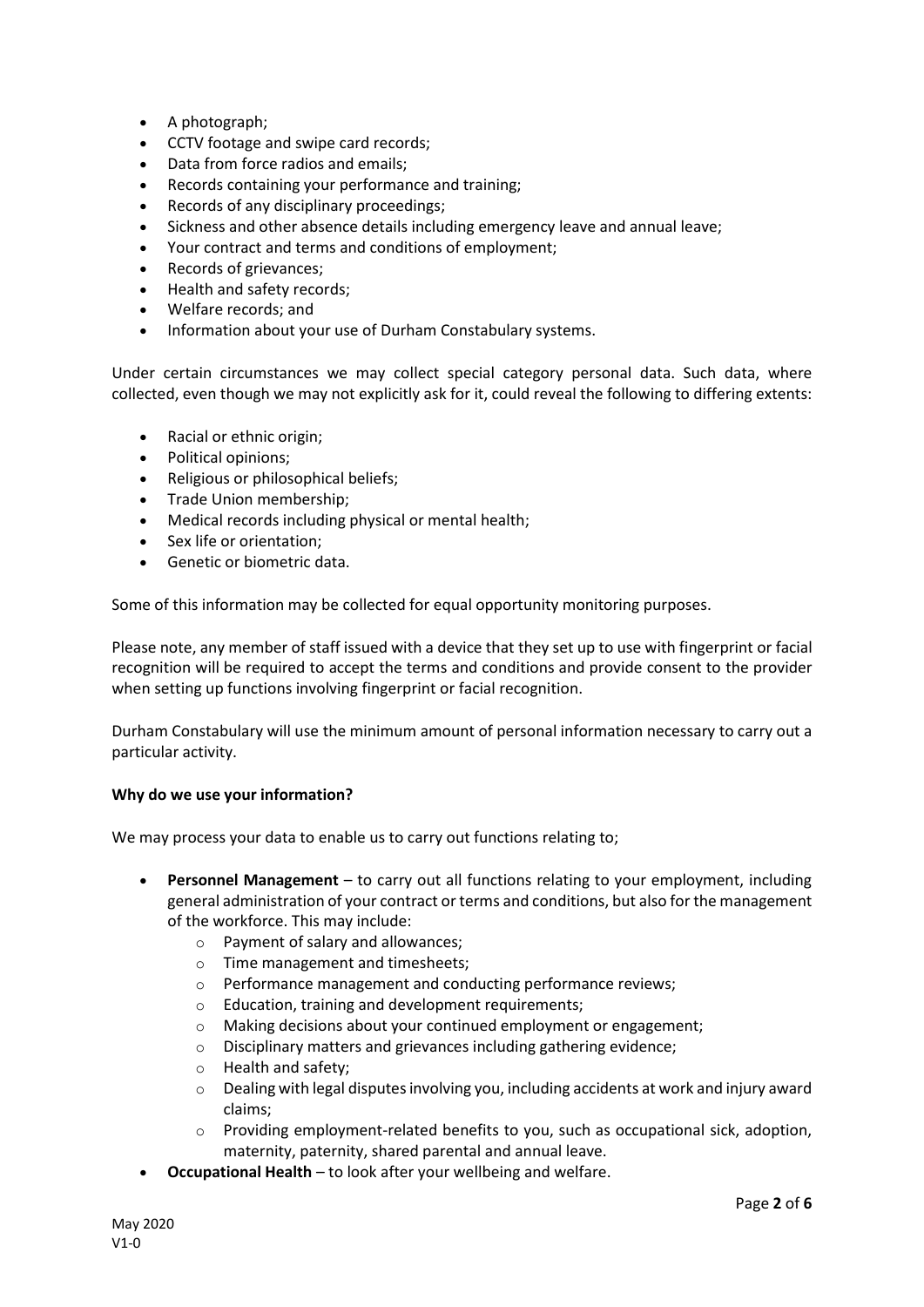- A photograph;
- CCTV footage and swipe card records;
- Data from force radios and emails;
- Records containing your performance and training;
- Records of any disciplinary proceedings;
- Sickness and other absence details including emergency leave and annual leave;
- Your contract and terms and conditions of employment;
- Records of grievances;
- Health and safety records;
- Welfare records; and
- Information about your use of Durham Constabulary systems.

Under certain circumstances we may collect special category personal data. Such data, where collected, even though we may not explicitly ask for it, could reveal the following to differing extents:

- Racial or ethnic origin;
- Political opinions;
- Religious or philosophical beliefs;
- Trade Union membership;
- Medical records including physical or mental health;
- Sex life or orientation;
- Genetic or biometric data.

Some of this information may be collected for equal opportunity monitoring purposes.

Please note, any member of staff issued with a device that they set up to use with fingerprint or facial recognition will be required to accept the terms and conditions and provide consent to the provider when setting up functions involving fingerprint or facial recognition.

Durham Constabulary will use the minimum amount of personal information necessary to carry out a particular activity.

**Why do we use your information?**

We may process your data to enable us to carry out functions relating to;

- **Personnel Management** – to carry out all functions relating to your employment, including general administration of your contract or terms and conditions, but also for the management of the workforce. This may include:
  - Payment of salary and allowances;
  - Time management and timesheets;
  - Performance management and conducting performance reviews;
  - Education, training and development requirements;
  - Making decisions about your continued employment or engagement;
  - Disciplinary matters and grievances including gathering evidence;
  - Health and safety;
  - Dealing with legal disputes involving you, including accidents at work and injury award claims;
  - Providing employment-related benefits to you, such as occupational sick, adoption, maternity, paternity, shared parental and annual leave.
- **Occupational Health** – to look after your wellbeing and welfare.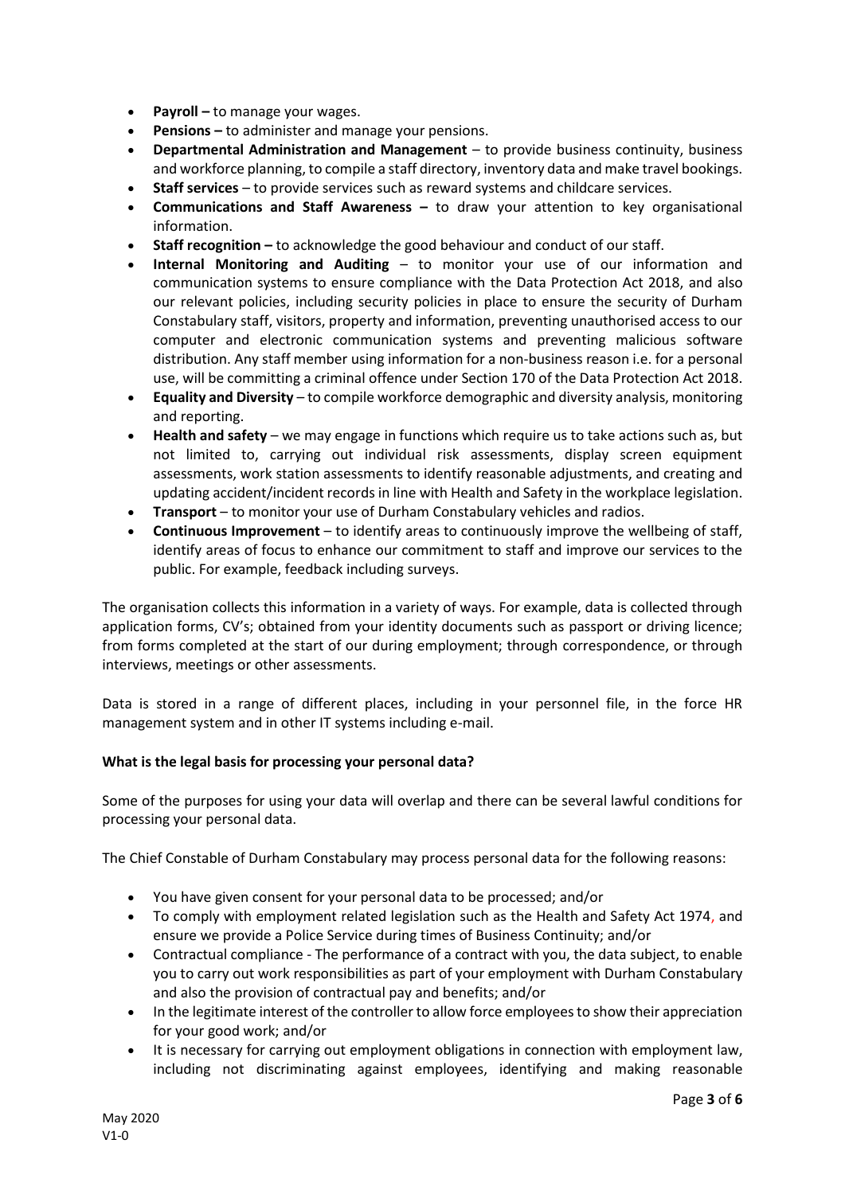- **Payroll –** to manage your wages.
- **Pensions –** to administer and manage your pensions.
- **Departmental Administration and Management** – to provide business continuity, business and workforce planning, to compile a staff directory, inventory data and make travel bookings.
- **Staff services** – to provide services such as reward systems and childcare services.
- **Communications and Staff Awareness –** to draw your attention to key organisational information.
- **Staff recognition –** to acknowledge the good behaviour and conduct of our staff.
- **Internal Monitoring and Auditing** – to monitor your use of our information and communication systems to ensure compliance with the Data Protection Act 2018, and also our relevant policies, including security policies in place to ensure the security of Durham Constabulary staff, visitors, property and information, preventing unauthorised access to our computer and electronic communication systems and preventing malicious software distribution. Any staff member using information for a non-business reason i.e. for a personal use, will be committing a criminal offence under Section 170 of the Data Protection Act 2018.
- **Equality and Diversity** – to compile workforce demographic and diversity analysis, monitoring and reporting.
- **Health and safety** – we may engage in functions which require us to take actions such as, but not limited to, carrying out individual risk assessments, display screen equipment assessments, work station assessments to identify reasonable adjustments, and creating and updating accident/incident records in line with Health and Safety in the workplace legislation.
- **Transport** – to monitor your use of Durham Constabulary vehicles and radios.
- **Continuous Improvement** – to identify areas to continuously improve the wellbeing of staff, identify areas of focus to enhance our commitment to staff and improve our services to the public. For example, feedback including surveys.

The organisation collects this information in a variety of ways. For example, data is collected through application forms, CV's; obtained from your identity documents such as passport or driving licence; from forms completed at the start of our during employment; through correspondence, or through interviews, meetings or other assessments.

Data is stored in a range of different places, including in your personnel file, in the force HR management system and in other IT systems including e-mail.

**What is the legal basis for processing your personal data?**

Some of the purposes for using your data will overlap and there can be several lawful conditions for processing your personal data.

The Chief Constable of Durham Constabulary may process personal data for the following reasons:

- You have given consent for your personal data to be processed; and/or
- To comply with employment related legislation such as the Health and Safety Act 1974, and ensure we provide a Police Service during times of Business Continuity; and/or
- Contractual compliance - The performance of a contract with you, the data subject, to enable you to carry out work responsibilities as part of your employment with Durham Constabulary and also the provision of contractual pay and benefits; and/or
- In the legitimate interest of the controller to allow force employees to show their appreciation for your good work; and/or
- It is necessary for carrying out employment obligations in connection with employment law, including not discriminating against employees, identifying and making reasonable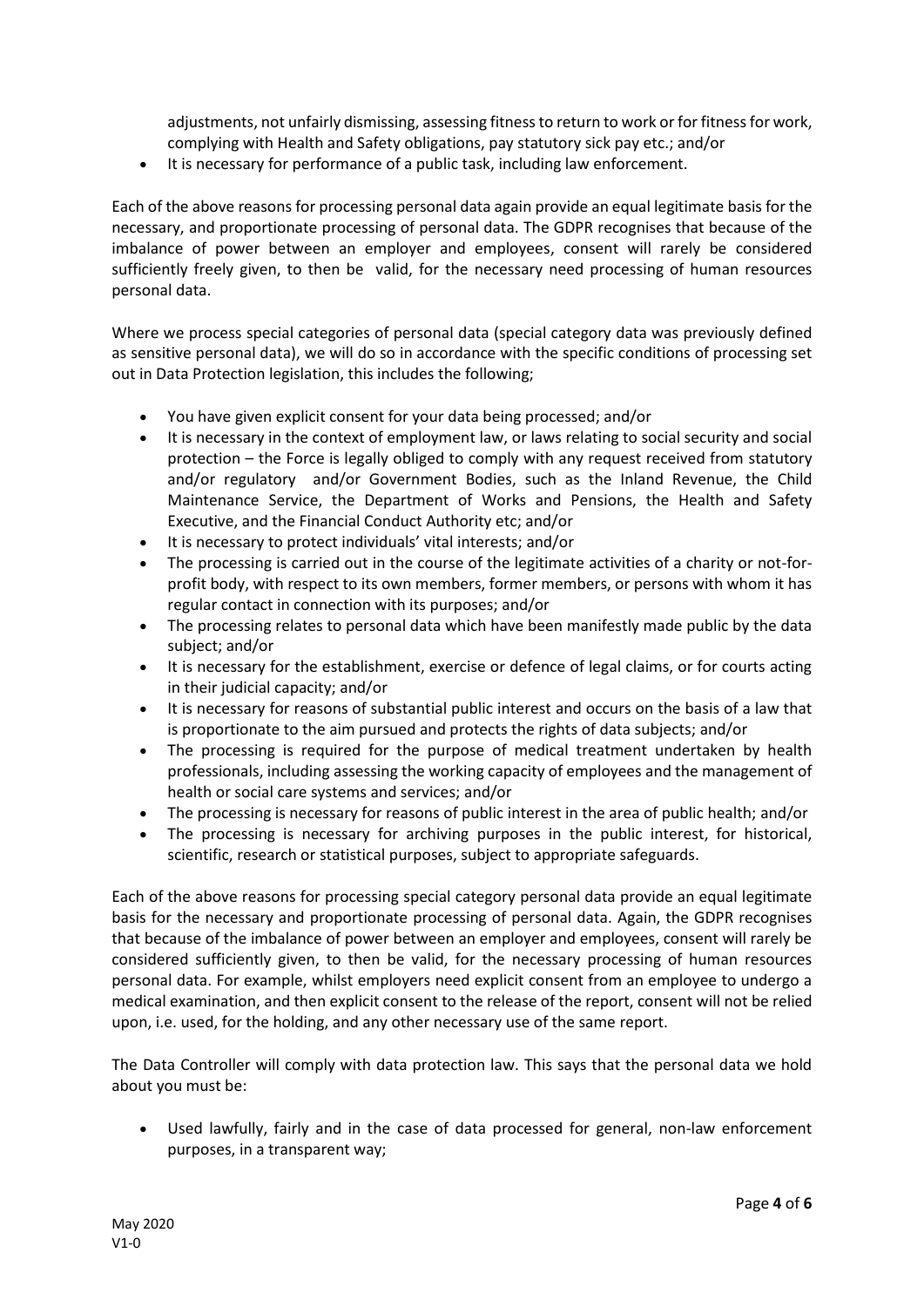adjustments, not unfairly dismissing, assessing fitness to return to work or for fitness for work, complying with Health and Safety obligations, pay statutory sick pay etc.; and/or

- It is necessary for performance of a public task, including law enforcement.

Each of the above reasons for processing personal data again provide an equal legitimate basis for the necessary, and proportionate processing of personal data. The GDPR recognises that because of the imbalance of power between an employer and employees, consent will rarely be considered sufficiently freely given, to then be valid, for the necessary need processing of human resources personal data.

Where we process special categories of personal data (special category data was previously defined as sensitive personal data), we will do so in accordance with the specific conditions of processing set out in Data Protection legislation, this includes the following;

- You have given explicit consent for your data being processed; and/or
- It is necessary in the context of employment law, or laws relating to social security and social protection – the Force is legally obliged to comply with any request received from statutory and/or regulatory and/or Government Bodies, such as the Inland Revenue, the Child Maintenance Service, the Department of Works and Pensions, the Health and Safety Executive, and the Financial Conduct Authority etc; and/or
- It is necessary to protect individuals' vital interests; and/or
- The processing is carried out in the course of the legitimate activities of a charity or not-for-profit body, with respect to its own members, former members, or persons with whom it has regular contact in connection with its purposes; and/or
- The processing relates to personal data which have been manifestly made public by the data subject; and/or
- It is necessary for the establishment, exercise or defence of legal claims, or for courts acting in their judicial capacity; and/or
- It is necessary for reasons of substantial public interest and occurs on the basis of a law that is proportionate to the aim pursued and protects the rights of data subjects; and/or
- The processing is required for the purpose of medical treatment undertaken by health professionals, including assessing the working capacity of employees and the management of health or social care systems and services; and/or
- The processing is necessary for reasons of public interest in the area of public health; and/or
- The processing is necessary for archiving purposes in the public interest, for historical, scientific, research or statistical purposes, subject to appropriate safeguards.

Each of the above reasons for processing special category personal data provide an equal legitimate basis for the necessary and proportionate processing of personal data. Again, the GDPR recognises that because of the imbalance of power between an employer and employees, consent will rarely be considered sufficiently given, to then be valid, for the necessary processing of human resources personal data. For example, whilst employers need explicit consent from an employee to undergo a medical examination, and then explicit consent to the release of the report, consent will not be relied upon, i.e. used, for the holding, and any other necessary use of the same report.

The Data Controller will comply with data protection law. This says that the personal data we hold about you must be:

- Used lawfully, fairly and in the case of data processed for general, non-law enforcement purposes, in a transparent way;

May 2020
V1-0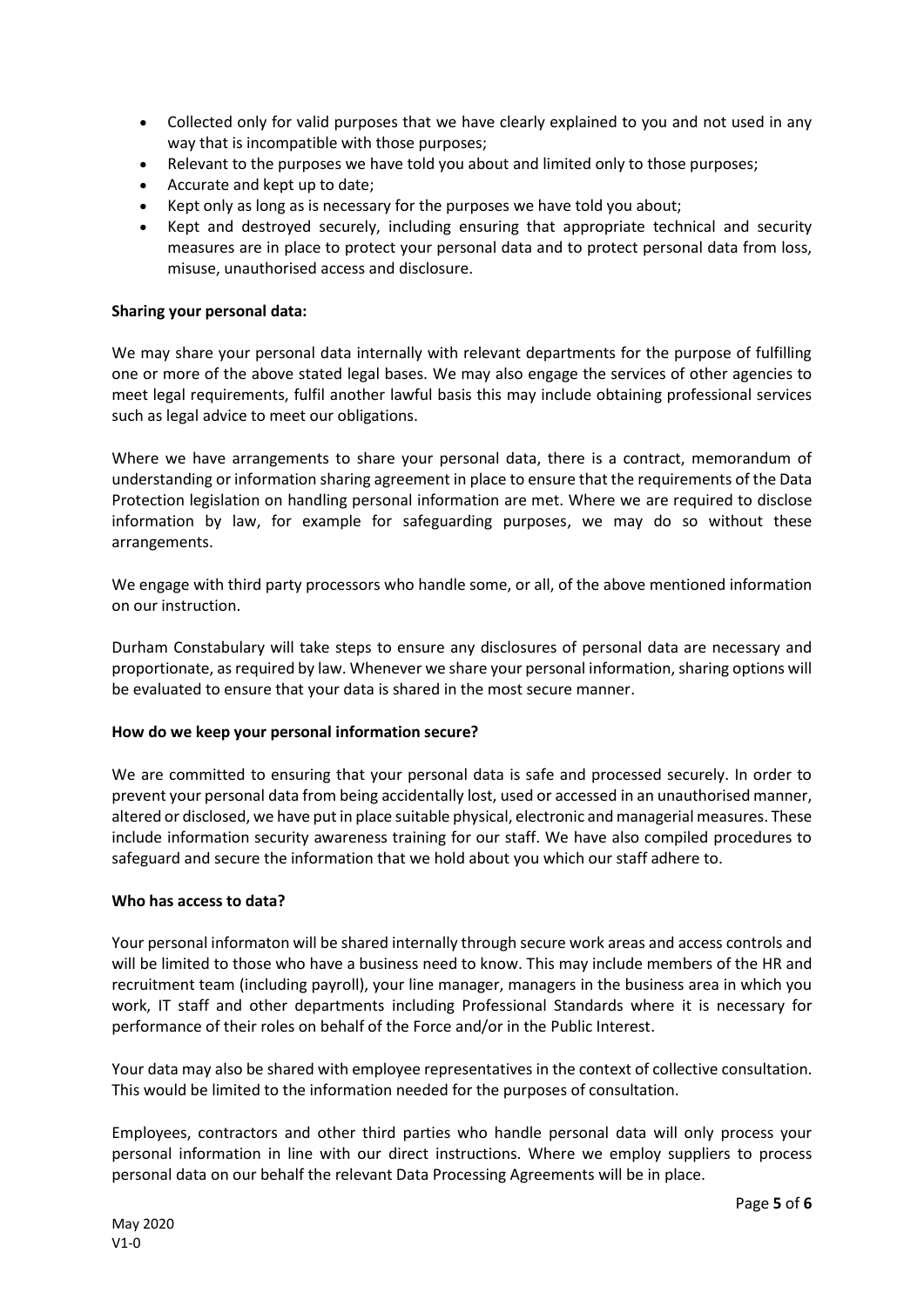- Collected only for valid purposes that we have clearly explained to you and not used in any way that is incompatible with those purposes;
- Relevant to the purposes we have told you about and limited only to those purposes;
- Accurate and kept up to date;
- Kept only as long as is necessary for the purposes we have told you about;
- Kept and destroyed securely, including ensuring that appropriate technical and security measures are in place to protect your personal data and to protect personal data from loss, misuse, unauthorised access and disclosure.

**Sharing your personal data:**

We may share your personal data internally with relevant departments for the purpose of fulfilling one or more of the above stated legal bases. We may also engage the services of other agencies to meet legal requirements, fulfil another lawful basis this may include obtaining professional services such as legal advice to meet our obligations.

Where we have arrangements to share your personal data, there is a contract, memorandum of understanding or information sharing agreement in place to ensure that the requirements of the Data Protection legislation on handling personal information are met. Where we are required to disclose information by law, for example for safeguarding purposes, we may do so without these arrangements.

We engage with third party processors who handle some, or all, of the above mentioned information on our instruction.

Durham Constabulary will take steps to ensure any disclosures of personal data are necessary and proportionate, as required by law. Whenever we share your personal information, sharing options will be evaluated to ensure that your data is shared in the most secure manner.

**How do we keep your personal information secure?**

We are committed to ensuring that your personal data is safe and processed securely. In order to prevent your personal data from being accidentally lost, used or accessed in an unauthorised manner, altered or disclosed, we have put in place suitable physical, electronic and managerial measures. These include information security awareness training for our staff. We have also compiled procedures to safeguard and secure the information that we hold about you which our staff adhere to.

**Who has access to data?**

Your personal informaton will be shared internally through secure work areas and access controls and will be limited to those who have a business need to know. This may include members of the HR and recruitment team (including payroll), your line manager, managers in the business area in which you work, IT staff and other departments including Professional Standards where it is necessary for performance of their roles on behalf of the Force and/or in the Public Interest.

Your data may also be shared with employee representatives in the context of collective consultation. This would be limited to the information needed for the purposes of consultation.

Employees, contractors and other third parties who handle personal data will only process your personal information in line with our direct instructions. Where we employ suppliers to process personal data on our behalf the relevant Data Processing Agreements will be in place.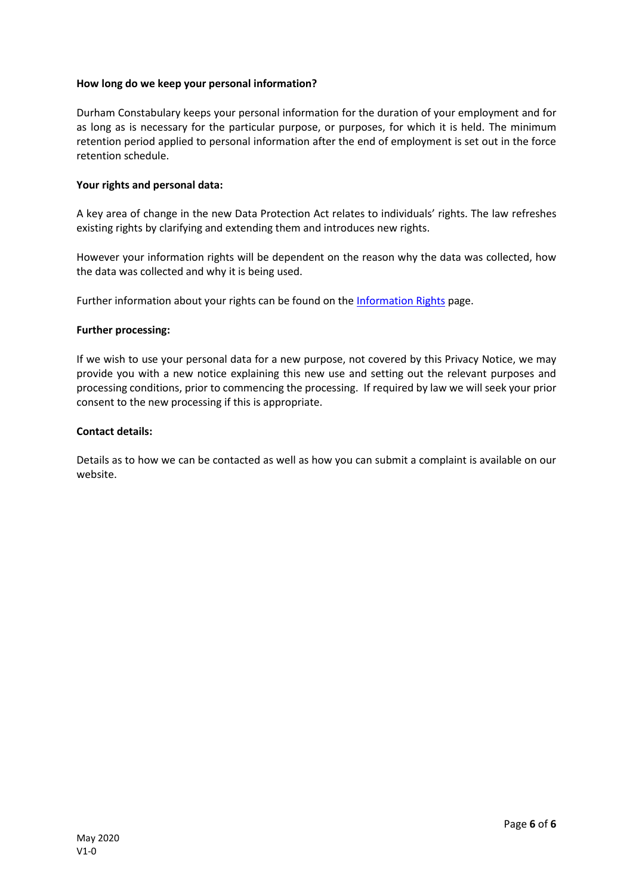**How long do we keep your personal information?**

Durham Constabulary keeps your personal information for the duration of your employment and for as long as is necessary for the particular purpose, or purposes, for which it is held. The minimum retention period applied to personal information after the end of employment is set out in the force retention schedule.

**Your rights and personal data:**

A key area of change in the new Data Protection Act relates to individuals' rights. The law refreshes existing rights by clarifying and extending them and introduces new rights.

However your information rights will be dependent on the reason why the data was collected, how the data was collected and why it is being used.

Further information about your rights can be found on the Information Rights page.

**Further processing:**

If we wish to use your personal data for a new purpose, not covered by this Privacy Notice, we may provide you with a new notice explaining this new use and setting out the relevant purposes and processing conditions, prior to commencing the processing. If required by law we will seek your prior consent to the new processing if this is appropriate.

**Contact details:**

Details as to how we can be contacted as well as how you can submit a complaint is available on our website.

May 2020
V1-0